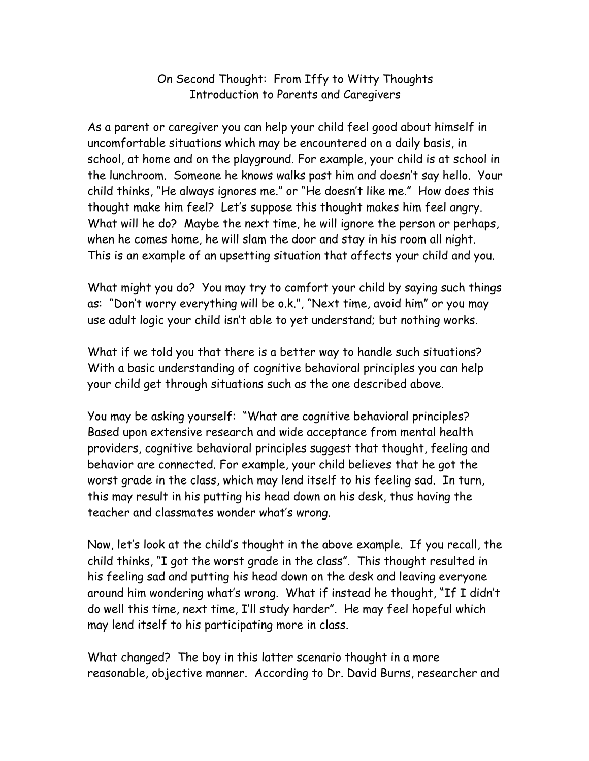# On Second Thought: From Iffy to Witty Thoughts
## Introduction to Parents and Caregivers

As a parent or caregiver you can help your child feel good about himself in uncomfortable situations which may be encountered on a daily basis, in school, at home and on the playground. For example, your child is at school in the lunchroom. Someone he knows walks past him and doesn't say hello. Your child thinks, "He always ignores me." or "He doesn't like me." How does this thought make him feel? Let's suppose this thought makes him feel angry. What will he do? Maybe the next time, he will ignore the person or perhaps, when he comes home, he will slam the door and stay in his room all night. This is an example of an upsetting situation that affects your child and you.

What might you do? You may try to comfort your child by saying such things as: "Don't worry everything will be o.k.", "Next time, avoid him" or you may use adult logic your child isn't able to yet understand; but nothing works.

What if we told you that there is a better way to handle such situations? With a basic understanding of cognitive behavioral principles you can help your child get through situations such as the one described above.

You may be asking yourself: "What are cognitive behavioral principles? Based upon extensive research and wide acceptance from mental health providers, cognitive behavioral principles suggest that thought, feeling and behavior are connected. For example, your child believes that he got the worst grade in the class, which may lend itself to his feeling sad. In turn, this may result in his putting his head down on his desk, thus having the teacher and classmates wonder what's wrong.

Now, let's look at the child's thought in the above example. If you recall, the child thinks, "I got the worst grade in the class". This thought resulted in his feeling sad and putting his head down on the desk and leaving everyone around him wondering what's wrong. What if instead he thought, "If I didn't do well this time, next time, I'll study harder". He may feel hopeful which may lend itself to his participating more in class.

What changed? The boy in this latter scenario thought in a more reasonable, objective manner. According to Dr. David Burns, researcher and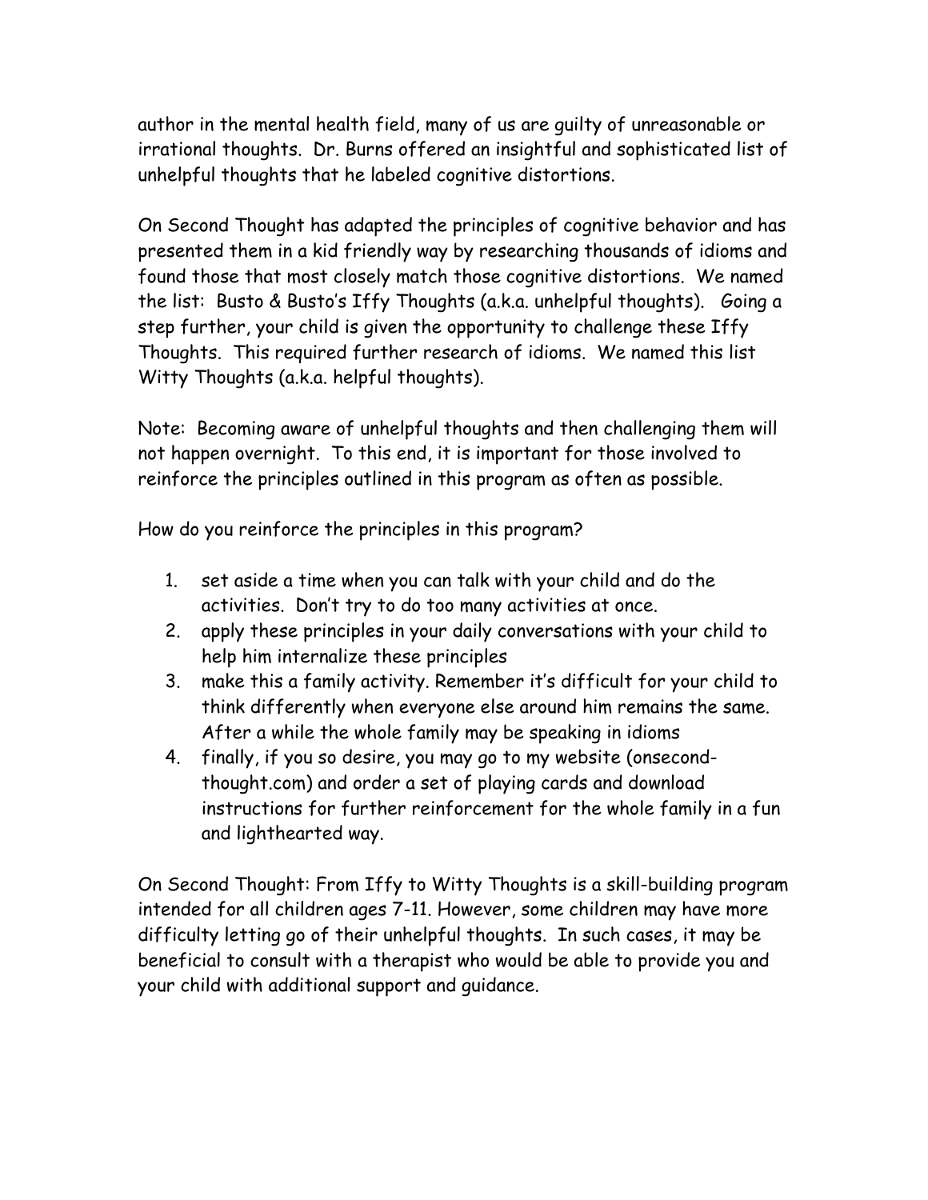author in the mental health field, many of us are guilty of unreasonable or irrational thoughts. Dr. Burns offered an insightful and sophisticated list of unhelpful thoughts that he labeled cognitive distortions.

On Second Thought has adapted the principles of cognitive behavior and has presented them in a kid friendly way by researching thousands of idioms and found those that most closely match those cognitive distortions. We named the list: Busto & Busto's Iffy Thoughts (a.k.a. unhelpful thoughts). Going a step further, your child is given the opportunity to challenge these Iffy Thoughts. This required further research of idioms. We named this list Witty Thoughts (a.k.a. helpful thoughts).

Note: Becoming aware of unhelpful thoughts and then challenging them will not happen overnight. To this end, it is important for those involved to reinforce the principles outlined in this program as often as possible.

How do you reinforce the principles in this program?

1. set aside a time when you can talk with your child and do the activities. Don't try to do too many activities at once.
2. apply these principles in your daily conversations with your child to help him internalize these principles
3. make this a family activity. Remember it's difficult for your child to think differently when everyone else around him remains the same. After a while the whole family may be speaking in idioms
4. finally, if you so desire, you may go to my website (onsecond-thought.com) and order a set of playing cards and download instructions for further reinforcement for the whole family in a fun and lighthearted way.

On Second Thought: From Iffy to Witty Thoughts is a skill-building program intended for all children ages 7-11. However, some children may have more difficulty letting go of their unhelpful thoughts. In such cases, it may be beneficial to consult with a therapist who would be able to provide you and your child with additional support and guidance.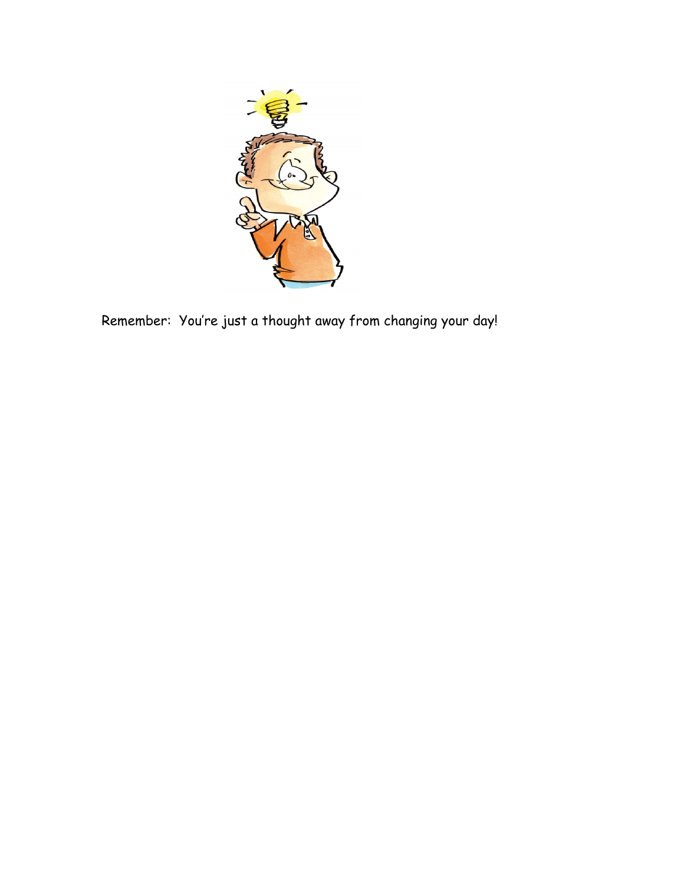Remember:  You're just a thought away from changing your day!